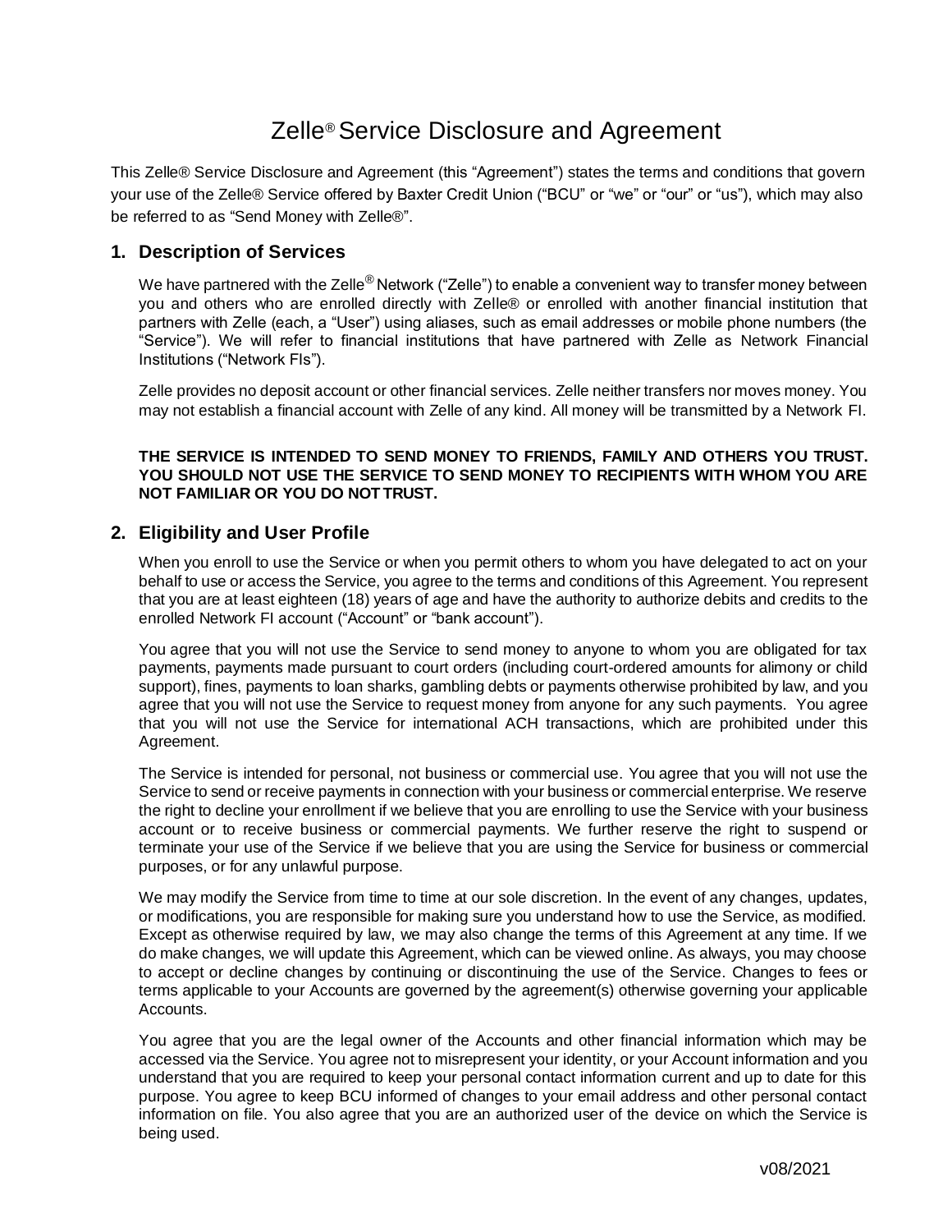# Zelle® Service Disclosure and Agreement

This Zelle® Service Disclosure and Agreement (this "Agreement") states the terms and conditions that govern your use of the Zelle® Service offered by Baxter Credit Union ("BCU" or "we" or "our" or "us"), which may also be referred to as "Send Money with Zelle®".

## 1. Description of Services

We have partnered with the Zelle® Network ("Zelle") to enable a convenient way to transfer money between you and others who are enrolled directly with Zelle® or enrolled with another financial institution that partners with Zelle (each, a "User") using aliases, such as email addresses or mobile phone numbers (the "Service"). We will refer to financial institutions that have partnered with Zelle as Network Financial Institutions ("Network FIs").

Zelle provides no deposit account or other financial services. Zelle neither transfers nor moves money. You may not establish a financial account with Zelle of any kind. All money will be transmitted by a Network FI.

**THE SERVICE IS INTENDED TO SEND MONEY TO FRIENDS, FAMILY AND OTHERS YOU TRUST. YOU SHOULD NOT USE THE SERVICE TO SEND MONEY TO RECIPIENTS WITH WHOM YOU ARE NOT FAMILIAR OR YOU DO NOT TRUST.**

## 2. Eligibility and User Profile

When you enroll to use the Service or when you permit others to whom you have delegated to act on your behalf to use or access the Service, you agree to the terms and conditions of this Agreement. You represent that you are at least eighteen (18) years of age and have the authority to authorize debits and credits to the enrolled Network FI account ("Account" or "bank account").

You agree that you will not use the Service to send money to anyone to whom you are obligated for tax payments, payments made pursuant to court orders (including court-ordered amounts for alimony or child support), fines, payments to loan sharks, gambling debts or payments otherwise prohibited by law, and you agree that you will not use the Service to request money from anyone for any such payments. You agree that you will not use the Service for international ACH transactions, which are prohibited under this Agreement.

The Service is intended for personal, not business or commercial use. You agree that you will not use the Service to send or receive payments in connection with your business or commercial enterprise. We reserve the right to decline your enrollment if we believe that you are enrolling to use the Service with your business account or to receive business or commercial payments. We further reserve the right to suspend or terminate your use of the Service if we believe that you are using the Service for business or commercial purposes, or for any unlawful purpose.

We may modify the Service from time to time at our sole discretion. In the event of any changes, updates, or modifications, you are responsible for making sure you understand how to use the Service, as modified. Except as otherwise required by law, we may also change the terms of this Agreement at any time. If we do make changes, we will update this Agreement, which can be viewed online. As always, you may choose to accept or decline changes by continuing or discontinuing the use of the Service. Changes to fees or terms applicable to your Accounts are governed by the agreement(s) otherwise governing your applicable Accounts.

You agree that you are the legal owner of the Accounts and other financial information which may be accessed via the Service. You agree not to misrepresent your identity, or your Account information and you understand that you are required to keep your personal contact information current and up to date for this purpose. You agree to keep BCU informed of changes to your email address and other personal contact information on file. You also agree that you are an authorized user of the device on which the Service is being used.

v08/2021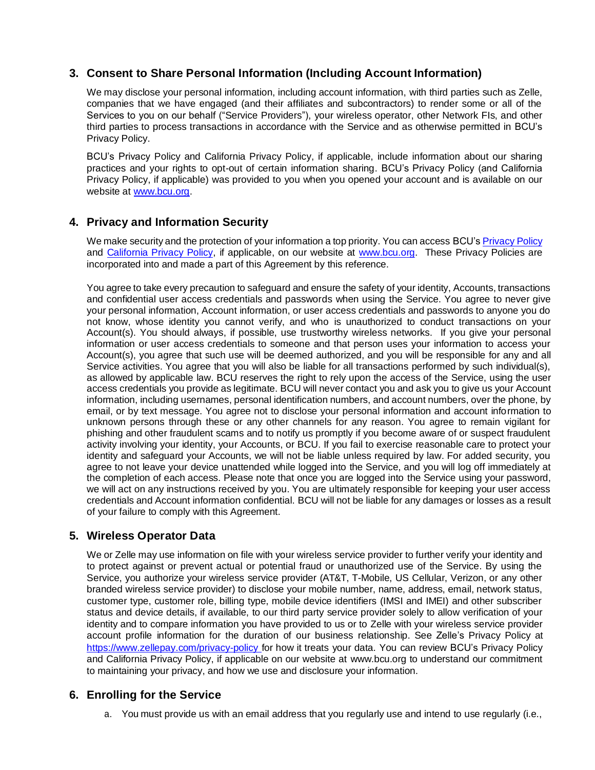## 3. Consent to Share Personal Information (Including Account Information)

We may disclose your personal information, including account information, with third parties such as Zelle, companies that we have engaged (and their affiliates and subcontractors) to render some or all of the Services to you on our behalf ("Service Providers"), your wireless operator, other Network FIs, and other third parties to process transactions in accordance with the Service and as otherwise permitted in BCU's Privacy Policy.

BCU's Privacy Policy and California Privacy Policy, if applicable, include information about our sharing practices and your rights to opt-out of certain information sharing. BCU's Privacy Policy (and California Privacy Policy, if applicable) was provided to you when you opened your account and is available on our website at [www.bcu.org](www.bcu.org).

## 4. Privacy and Information Security

We make security and the protection of your information a top priority. You can access BCU's [Privacy Policy](Privacy Policy) and [California Privacy Policy](California Privacy Policy), if applicable, on our website at [www.bcu.org](www.bcu.org). These Privacy Policies are incorporated into and made a part of this Agreement by this reference.

You agree to take every precaution to safeguard and ensure the safety of your identity, Accounts, transactions and confidential user access credentials and passwords when using the Service. You agree to never give your personal information, Account information, or user access credentials and passwords to anyone you do not know, whose identity you cannot verify, and who is unauthorized to conduct transactions on your Account(s). You should always, if possible, use trustworthy wireless networks. If you give your personal information or user access credentials to someone and that person uses your information to access your Account(s), you agree that such use will be deemed authorized, and you will be responsible for any and all Service activities. You agree that you will also be liable for all transactions performed by such individual(s), as allowed by applicable law. BCU reserves the right to rely upon the access of the Service, using the user access credentials you provide as legitimate. BCU will never contact you and ask you to give us your Account information, including usernames, personal identification numbers, and account numbers, over the phone, by email, or by text message. You agree not to disclose your personal information and account information to unknown persons through these or any other channels for any reason. You agree to remain vigilant for phishing and other fraudulent scams and to notify us promptly if you become aware of or suspect fraudulent activity involving your identity, your Accounts, or BCU. If you fail to exercise reasonable care to protect your identity and safeguard your Accounts, we will not be liable unless required by law. For added security, you agree to not leave your device unattended while logged into the Service, and you will log off immediately at the completion of each access. Please note that once you are logged into the Service using your password, we will act on any instructions received by you. You are ultimately responsible for keeping your user access credentials and Account information confidential. BCU will not be liable for any damages or losses as a result of your failure to comply with this Agreement.

## 5. Wireless Operator Data

We or Zelle may use information on file with your wireless service provider to further verify your identity and to protect against or prevent actual or potential fraud or unauthorized use of the Service. By using the Service, you authorize your wireless service provider (AT&T, T-Mobile, US Cellular, Verizon, or any other branded wireless service provider) to disclose your mobile number, name, address, email, network status, customer type, customer role, billing type, mobile device identifiers (IMSI and IMEI) and other subscriber status and device details, if available, to our third party service provider solely to allow verification of your identity and to compare information you have provided to us or to Zelle with your wireless service provider account profile information for the duration of our business relationship. See Zelle's Privacy Policy at [https://www.zellepay.com/privacy-policy](https://www.zellepay.com/privacy-policy) for how it treats your data. You can review BCU's Privacy Policy and California Privacy Policy, if applicable on our website at www.bcu.org to understand our commitment to maintaining your privacy, and how we use and disclosure your information.

## 6. Enrolling for the Service

a. You must provide us with an email address that you regularly use and intend to use regularly (i.e.,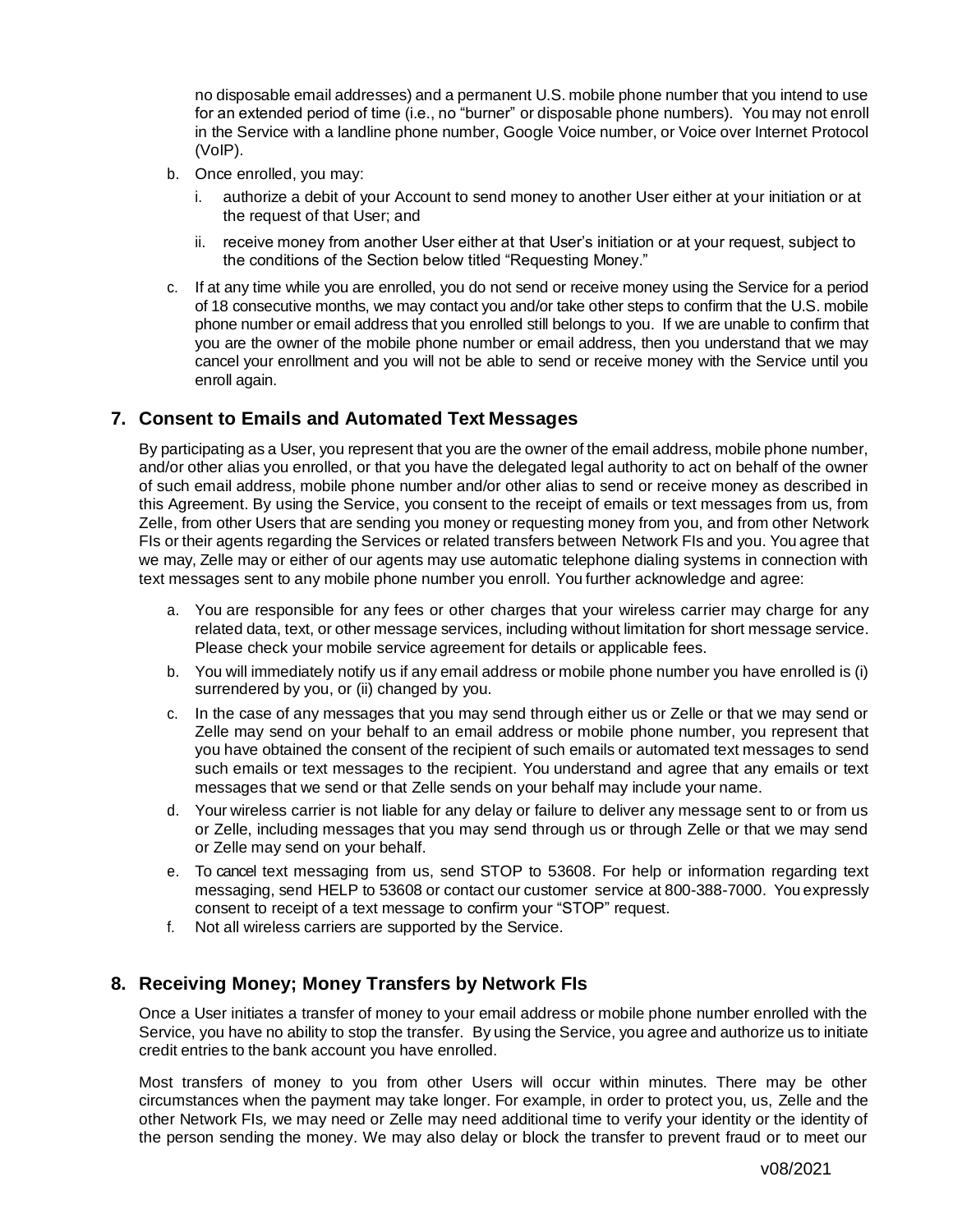no disposable email addresses) and a permanent U.S. mobile phone number that you intend to use for an extended period of time (i.e., no "burner" or disposable phone numbers). You may not enroll in the Service with a landline phone number, Google Voice number, or Voice over Internet Protocol (VoIP).

b. Once enrolled, you may:

   i. authorize a debit of your Account to send money to another User either at your initiation or at the request of that User; and

   ii. receive money from another User either at that User's initiation or at your request, subject to the conditions of the Section below titled "Requesting Money."

c. If at any time while you are enrolled, you do not send or receive money using the Service for a period of 18 consecutive months, we may contact you and/or take other steps to confirm that the U.S. mobile phone number or email address that you enrolled still belongs to you. If we are unable to confirm that you are the owner of the mobile phone number or email address, then you understand that we may cancel your enrollment and you will not be able to send or receive money with the Service until you enroll again.

## 7. Consent to Emails and Automated Text Messages

By participating as a User, you represent that you are the owner of the email address, mobile phone number, and/or other alias you enrolled, or that you have the delegated legal authority to act on behalf of the owner of such email address, mobile phone number and/or other alias to send or receive money as described in this Agreement. By using the Service, you consent to the receipt of emails or text messages from us, from Zelle, from other Users that are sending you money or requesting money from you, and from other Network FIs or their agents regarding the Services or related transfers between Network FIs and you. You agree that we may, Zelle may or either of our agents may use automatic telephone dialing systems in connection with text messages sent to any mobile phone number you enroll. You further acknowledge and agree:

a. You are responsible for any fees or other charges that your wireless carrier may charge for any related data, text, or other message services, including without limitation for short message service. Please check your mobile service agreement for details or applicable fees.

b. You will immediately notify us if any email address or mobile phone number you have enrolled is (i) surrendered by you, or (ii) changed by you.

c. In the case of any messages that you may send through either us or Zelle or that we may send or Zelle may send on your behalf to an email address or mobile phone number, you represent that you have obtained the consent of the recipient of such emails or automated text messages to send such emails or text messages to the recipient. You understand and agree that any emails or text messages that we send or that Zelle sends on your behalf may include your name.

d. Your wireless carrier is not liable for any delay or failure to deliver any message sent to or from us or Zelle, including messages that you may send through us or through Zelle or that we may send or Zelle may send on your behalf.

e. To cancel text messaging from us, send STOP to 53608. For help or information regarding text messaging, send HELP to 53608 or contact our customer service at 800-388-7000. You expressly consent to receipt of a text message to confirm your "STOP" request.

f. Not all wireless carriers are supported by the Service.

## 8. Receiving Money; Money Transfers by Network FIs

Once a User initiates a transfer of money to your email address or mobile phone number enrolled with the Service, you have no ability to stop the transfer. By using the Service, you agree and authorize us to initiate credit entries to the bank account you have enrolled.

Most transfers of money to you from other Users will occur within minutes. There may be other circumstances when the payment may take longer. For example, in order to protect you, us, Zelle and the other Network FIs, we may need or Zelle may need additional time to verify your identity or the identity of the person sending the money. We may also delay or block the transfer to prevent fraud or to meet our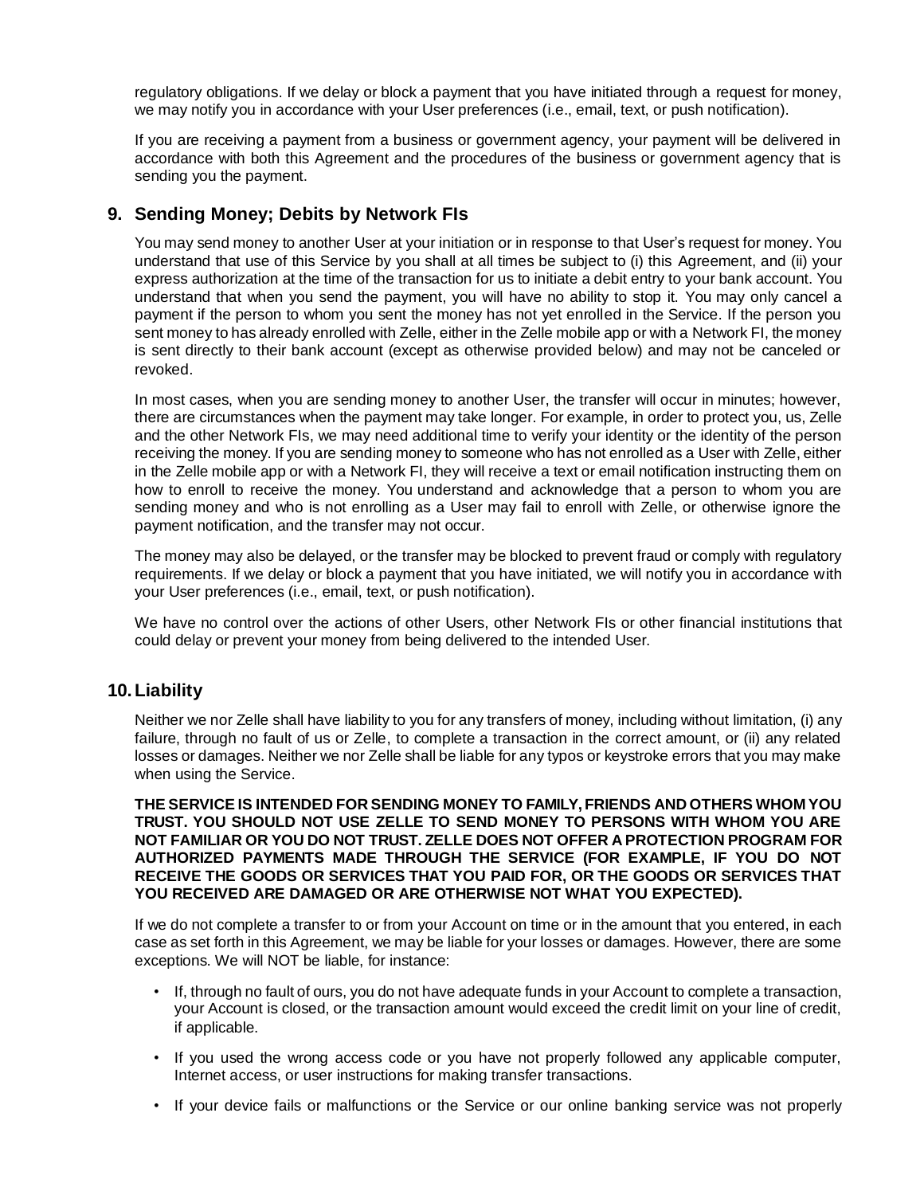regulatory obligations. If we delay or block a payment that you have initiated through a request for money, we may notify you in accordance with your User preferences (i.e., email, text, or push notification).

If you are receiving a payment from a business or government agency, your payment will be delivered in accordance with both this Agreement and the procedures of the business or government agency that is sending you the payment.

## 9. Sending Money; Debits by Network FIs

You may send money to another User at your initiation or in response to that User's request for money. You understand that use of this Service by you shall at all times be subject to (i) this Agreement, and (ii) your express authorization at the time of the transaction for us to initiate a debit entry to your bank account. You understand that when you send the payment, you will have no ability to stop it. You may only cancel a payment if the person to whom you sent the money has not yet enrolled in the Service. If the person you sent money to has already enrolled with Zelle, either in the Zelle mobile app or with a Network FI, the money is sent directly to their bank account (except as otherwise provided below) and may not be canceled or revoked.

In most cases, when you are sending money to another User, the transfer will occur in minutes; however, there are circumstances when the payment may take longer. For example, in order to protect you, us, Zelle and the other Network FIs, we may need additional time to verify your identity or the identity of the person receiving the money. If you are sending money to someone who has not enrolled as a User with Zelle, either in the Zelle mobile app or with a Network FI, they will receive a text or email notification instructing them on how to enroll to receive the money. You understand and acknowledge that a person to whom you are sending money and who is not enrolling as a User may fail to enroll with Zelle, or otherwise ignore the payment notification, and the transfer may not occur.

The money may also be delayed, or the transfer may be blocked to prevent fraud or comply with regulatory requirements. If we delay or block a payment that you have initiated, we will notify you in accordance with your User preferences (i.e., email, text, or push notification).

We have no control over the actions of other Users, other Network FIs or other financial institutions that could delay or prevent your money from being delivered to the intended User.

## 10. Liability

Neither we nor Zelle shall have liability to you for any transfers of money, including without limitation, (i) any failure, through no fault of us or Zelle, to complete a transaction in the correct amount, or (ii) any related losses or damages. Neither we nor Zelle shall be liable for any typos or keystroke errors that you may make when using the Service.

**THE SERVICE IS INTENDED FOR SENDING MONEY TO FAMILY, FRIENDS AND OTHERS WHOM YOU TRUST. YOU SHOULD NOT USE ZELLE TO SEND MONEY TO PERSONS WITH WHOM YOU ARE NOT FAMILIAR OR YOU DO NOT TRUST. ZELLE DOES NOT OFFER A PROTECTION PROGRAM FOR AUTHORIZED PAYMENTS MADE THROUGH THE SERVICE (FOR EXAMPLE, IF YOU DO NOT RECEIVE THE GOODS OR SERVICES THAT YOU PAID FOR, OR THE GOODS OR SERVICES THAT YOU RECEIVED ARE DAMAGED OR ARE OTHERWISE NOT WHAT YOU EXPECTED).**

If we do not complete a transfer to or from your Account on time or in the amount that you entered, in each case as set forth in this Agreement, we may be liable for your losses or damages. However, there are some exceptions. We will NOT be liable, for instance:

- If, through no fault of ours, you do not have adequate funds in your Account to complete a transaction, your Account is closed, or the transaction amount would exceed the credit limit on your line of credit, if applicable.
- If you used the wrong access code or you have not properly followed any applicable computer, Internet access, or user instructions for making transfer transactions.
- If your device fails or malfunctions or the Service or our online banking service was not properly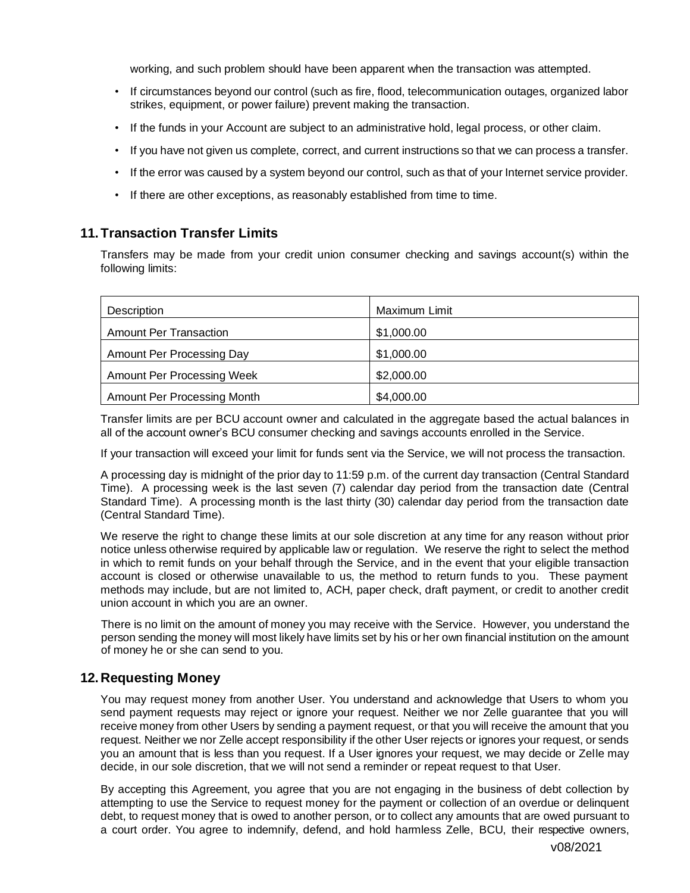working, and such problem should have been apparent when the transaction was attempted.

- If circumstances beyond our control (such as fire, flood, telecommunication outages, organized labor strikes, equipment, or power failure) prevent making the transaction.
- If the funds in your Account are subject to an administrative hold, legal process, or other claim.
- If you have not given us complete, correct, and current instructions so that we can process a transfer.
- If the error was caused by a system beyond our control, such as that of your Internet service provider.
- If there are other exceptions, as reasonably established from time to time.

## 11. Transaction Transfer Limits

Transfers may be made from your credit union consumer checking and savings account(s) within the following limits:

| Description | Maximum Limit |
|---|---|
| Amount Per Transaction | $1,000.00 |
| Amount Per Processing Day | $1,000.00 |
| Amount Per Processing Week | $2,000.00 |
| Amount Per Processing Month | $4,000.00 |

Transfer limits are per BCU account owner and calculated in the aggregate based the actual balances in all of the account owner's BCU consumer checking and savings accounts enrolled in the Service.

If your transaction will exceed your limit for funds sent via the Service, we will not process the transaction.

A processing day is midnight of the prior day to 11:59 p.m. of the current day transaction (Central Standard Time). A processing week is the last seven (7) calendar day period from the transaction date (Central Standard Time). A processing month is the last thirty (30) calendar day period from the transaction date (Central Standard Time).

We reserve the right to change these limits at our sole discretion at any time for any reason without prior notice unless otherwise required by applicable law or regulation. We reserve the right to select the method in which to remit funds on your behalf through the Service, and in the event that your eligible transaction account is closed or otherwise unavailable to us, the method to return funds to you. These payment methods may include, but are not limited to, ACH, paper check, draft payment, or credit to another credit union account in which you are an owner.

There is no limit on the amount of money you may receive with the Service. However, you understand the person sending the money will most likely have limits set by his or her own financial institution on the amount of money he or she can send to you.

## 12. Requesting Money

You may request money from another User. You understand and acknowledge that Users to whom you send payment requests may reject or ignore your request. Neither we nor Zelle guarantee that you will receive money from other Users by sending a payment request, or that you will receive the amount that you request. Neither we nor Zelle accept responsibility if the other User rejects or ignores your request, or sends you an amount that is less than you request. If a User ignores your request, we may decide or Zelle may decide, in our sole discretion, that we will not send a reminder or repeat request to that User.

By accepting this Agreement, you agree that you are not engaging in the business of debt collection by attempting to use the Service to request money for the payment or collection of an overdue or delinquent debt, to request money that is owed to another person, or to collect any amounts that are owed pursuant to a court order. You agree to indemnify, defend, and hold harmless Zelle, BCU, their respective owners,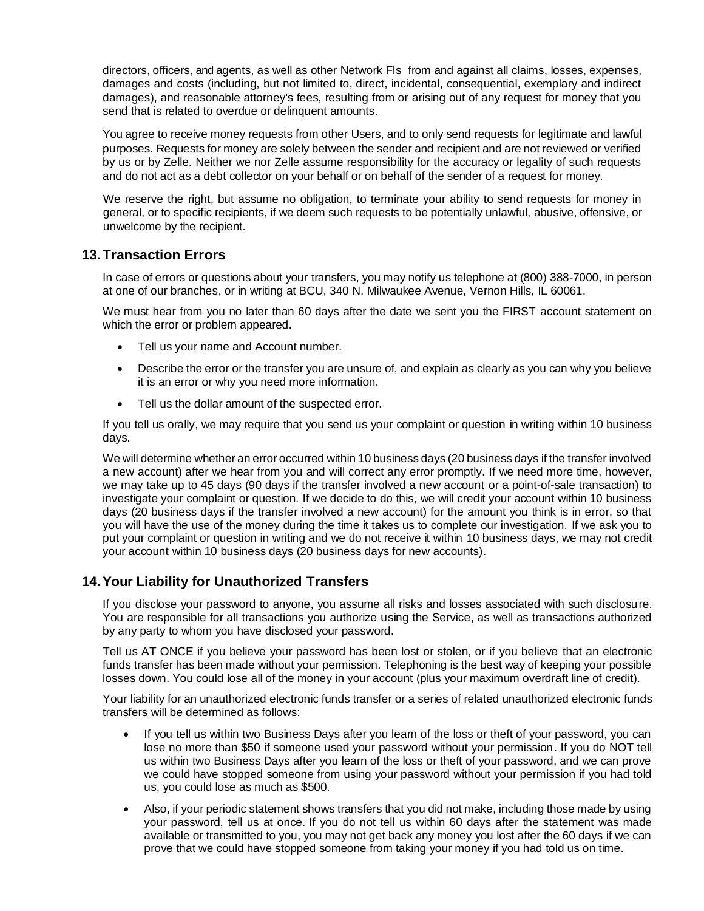directors, officers, and agents, as well as other Network FIs from and against all claims, losses, expenses, damages and costs (including, but not limited to, direct, incidental, consequential, exemplary and indirect damages), and reasonable attorney's fees, resulting from or arising out of any request for money that you send that is related to overdue or delinquent amounts.

You agree to receive money requests from other Users, and to only send requests for legitimate and lawful purposes. Requests for money are solely between the sender and recipient and are not reviewed or verified by us or by Zelle. Neither we nor Zelle assume responsibility for the accuracy or legality of such requests and do not act as a debt collector on your behalf or on behalf of the sender of a request for money.

We reserve the right, but assume no obligation, to terminate your ability to send requests for money in general, or to specific recipients, if we deem such requests to be potentially unlawful, abusive, offensive, or unwelcome by the recipient.

## 13. Transaction Errors

In case of errors or questions about your transfers, you may notify us telephone at (800) 388-7000, in person at one of our branches, or in writing at BCU, 340 N. Milwaukee Avenue, Vernon Hills, IL 60061.

We must hear from you no later than 60 days after the date we sent you the FIRST account statement on which the error or problem appeared.

- Tell us your name and Account number.
- Describe the error or the transfer you are unsure of, and explain as clearly as you can why you believe it is an error or why you need more information.
- Tell us the dollar amount of the suspected error.

If you tell us orally, we may require that you send us your complaint or question in writing within 10 business days.

We will determine whether an error occurred within 10 business days (20 business days if the transfer involved a new account) after we hear from you and will correct any error promptly. If we need more time, however, we may take up to 45 days (90 days if the transfer involved a new account or a point-of-sale transaction) to investigate your complaint or question. If we decide to do this, we will credit your account within 10 business days (20 business days if the transfer involved a new account) for the amount you think is in error, so that you will have the use of the money during the time it takes us to complete our investigation. If we ask you to put your complaint or question in writing and we do not receive it within 10 business days, we may not credit your account within 10 business days (20 business days for new accounts).

## 14. Your Liability for Unauthorized Transfers

If you disclose your password to anyone, you assume all risks and losses associated with such disclosure. You are responsible for all transactions you authorize using the Service, as well as transactions authorized by any party to whom you have disclosed your password.

Tell us AT ONCE if you believe your password has been lost or stolen, or if you believe that an electronic funds transfer has been made without your permission. Telephoning is the best way of keeping your possible losses down. You could lose all of the money in your account (plus your maximum overdraft line of credit).

Your liability for an unauthorized electronic funds transfer or a series of related unauthorized electronic funds transfers will be determined as follows:

- If you tell us within two Business Days after you learn of the loss or theft of your password, you can lose no more than $50 if someone used your password without your permission. If you do NOT tell us within two Business Days after you learn of the loss or theft of your password, and we can prove we could have stopped someone from using your password without your permission if you had told us, you could lose as much as $500.
- Also, if your periodic statement shows transfers that you did not make, including those made by using your password, tell us at once. If you do not tell us within 60 days after the statement was made available or transmitted to you, you may not get back any money you lost after the 60 days if we can prove that we could have stopped someone from taking your money if you had told us on time.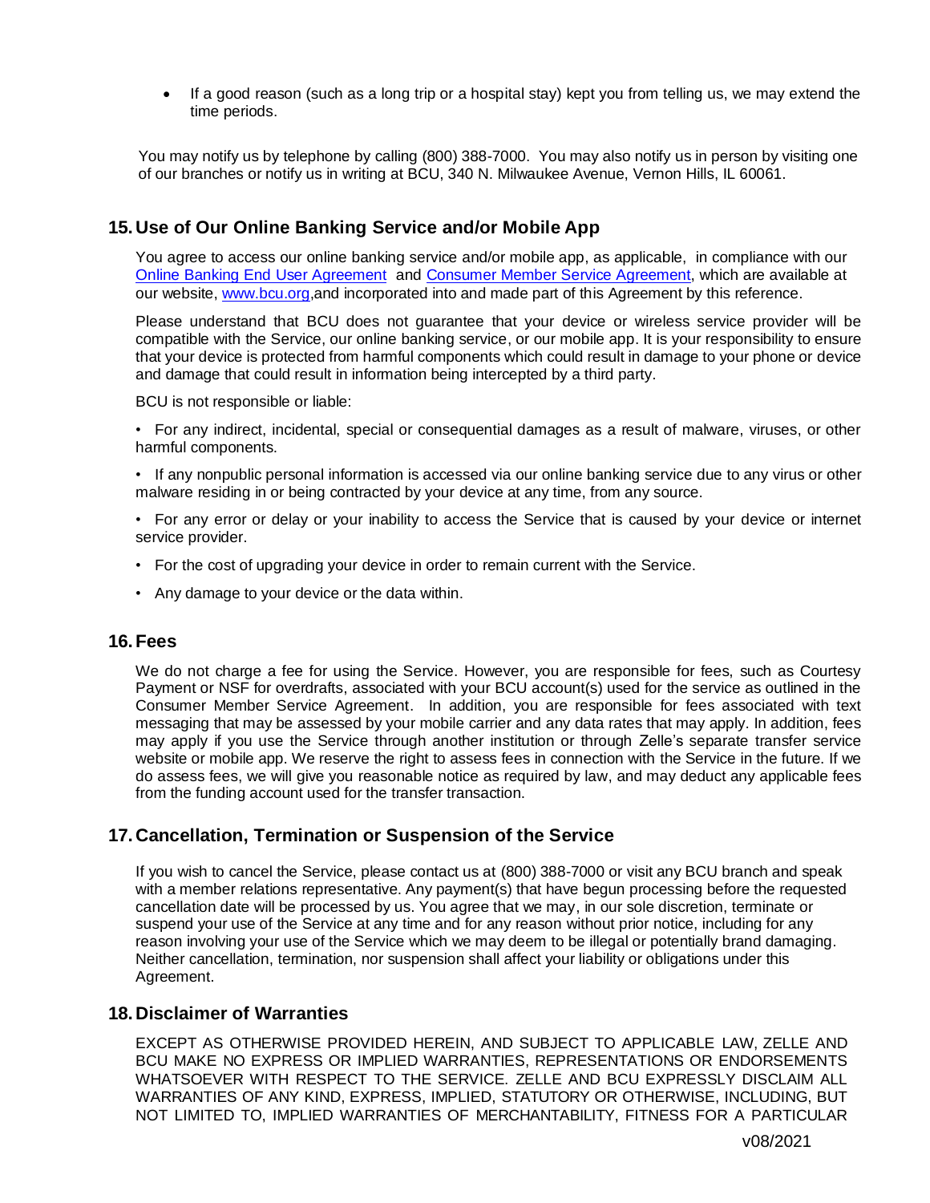- If a good reason (such as a long trip or a hospital stay) kept you from telling us, we may extend the time periods.

You may notify us by telephone by calling (800) 388-7000. You may also notify us in person by visiting one of our branches or notify us in writing at BCU, 340 N. Milwaukee Avenue, Vernon Hills, IL 60061.

## 15. Use of Our Online Banking Service and/or Mobile App

You agree to access our online banking service and/or mobile app, as applicable, in compliance with our Online Banking End User Agreement and Consumer Member Service Agreement, which are available at our website, www.bcu.org,and incorporated into and made part of this Agreement by this reference.

Please understand that BCU does not guarantee that your device or wireless service provider will be compatible with the Service, our online banking service, or our mobile app. It is your responsibility to ensure that your device is protected from harmful components which could result in damage to your phone or device and damage that could result in information being intercepted by a third party.

BCU is not responsible or liable:

- For any indirect, incidental, special or consequential damages as a result of malware, viruses, or other harmful components.
- If any nonpublic personal information is accessed via our online banking service due to any virus or other malware residing in or being contracted by your device at any time, from any source.
- For any error or delay or your inability to access the Service that is caused by your device or internet service provider.
- For the cost of upgrading your device in order to remain current with the Service.
- Any damage to your device or the data within.

## 16. Fees

We do not charge a fee for using the Service. However, you are responsible for fees, such as Courtesy Payment or NSF for overdrafts, associated with your BCU account(s) used for the service as outlined in the Consumer Member Service Agreement. In addition, you are responsible for fees associated with text messaging that may be assessed by your mobile carrier and any data rates that may apply. In addition, fees may apply if you use the Service through another institution or through Zelle's separate transfer service website or mobile app. We reserve the right to assess fees in connection with the Service in the future. If we do assess fees, we will give you reasonable notice as required by law, and may deduct any applicable fees from the funding account used for the transfer transaction.

## 17. Cancellation, Termination or Suspension of the Service

If you wish to cancel the Service, please contact us at (800) 388-7000 or visit any BCU branch and speak with a member relations representative. Any payment(s) that have begun processing before the requested cancellation date will be processed by us. You agree that we may, in our sole discretion, terminate or suspend your use of the Service at any time and for any reason without prior notice, including for any reason involving your use of the Service which we may deem to be illegal or potentially brand damaging. Neither cancellation, termination, nor suspension shall affect your liability or obligations under this Agreement.

## 18. Disclaimer of Warranties

EXCEPT AS OTHERWISE PROVIDED HEREIN, AND SUBJECT TO APPLICABLE LAW, ZELLE AND BCU MAKE NO EXPRESS OR IMPLIED WARRANTIES, REPRESENTATIONS OR ENDORSEMENTS WHATSOEVER WITH RESPECT TO THE SERVICE. ZELLE AND BCU EXPRESSLY DISCLAIM ALL WARRANTIES OF ANY KIND, EXPRESS, IMPLIED, STATUTORY OR OTHERWISE, INCLUDING, BUT NOT LIMITED TO, IMPLIED WARRANTIES OF MERCHANTABILITY, FITNESS FOR A PARTICULAR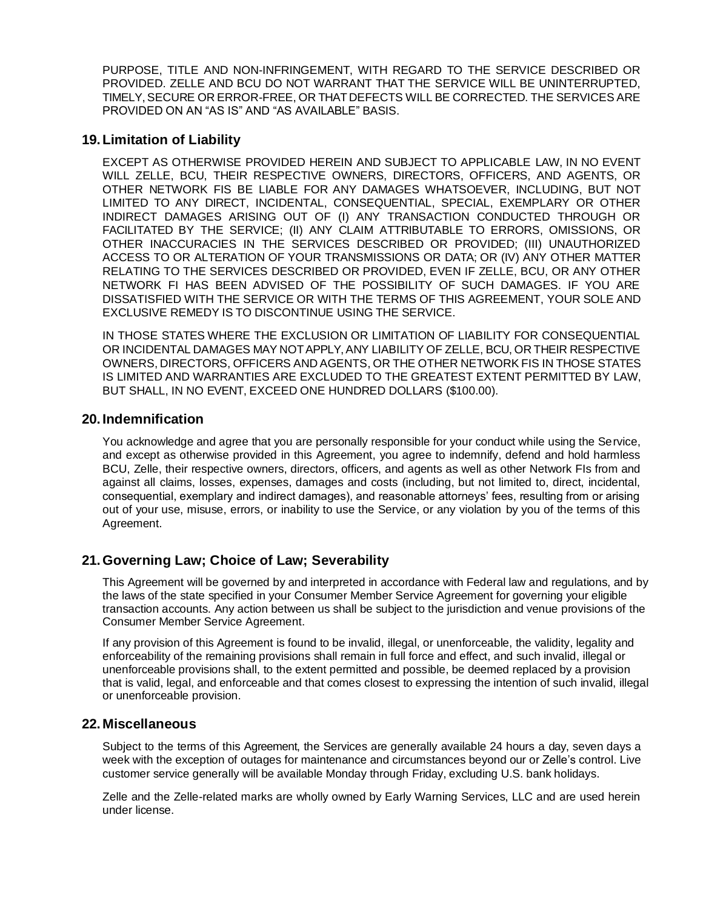PURPOSE, TITLE AND NON-INFRINGEMENT, WITH REGARD TO THE SERVICE DESCRIBED OR PROVIDED. ZELLE AND BCU DO NOT WARRANT THAT THE SERVICE WILL BE UNINTERRUPTED, TIMELY, SECURE OR ERROR-FREE, OR THAT DEFECTS WILL BE CORRECTED. THE SERVICES ARE PROVIDED ON AN "AS IS" AND "AS AVAILABLE" BASIS.

## 19. Limitation of Liability

EXCEPT AS OTHERWISE PROVIDED HEREIN AND SUBJECT TO APPLICABLE LAW, IN NO EVENT WILL ZELLE, BCU, THEIR RESPECTIVE OWNERS, DIRECTORS, OFFICERS, AND AGENTS, OR OTHER NETWORK FIS BE LIABLE FOR ANY DAMAGES WHATSOEVER, INCLUDING, BUT NOT LIMITED TO ANY DIRECT, INCIDENTAL, CONSEQUENTIAL, SPECIAL, EXEMPLARY OR OTHER INDIRECT DAMAGES ARISING OUT OF (I) ANY TRANSACTION CONDUCTED THROUGH OR FACILITATED BY THE SERVICE; (II) ANY CLAIM ATTRIBUTABLE TO ERRORS, OMISSIONS, OR OTHER INACCURACIES IN THE SERVICES DESCRIBED OR PROVIDED; (III) UNAUTHORIZED ACCESS TO OR ALTERATION OF YOUR TRANSMISSIONS OR DATA; OR (IV) ANY OTHER MATTER RELATING TO THE SERVICES DESCRIBED OR PROVIDED, EVEN IF ZELLE, BCU, OR ANY OTHER NETWORK FI HAS BEEN ADVISED OF THE POSSIBILITY OF SUCH DAMAGES. IF YOU ARE DISSATISFIED WITH THE SERVICE OR WITH THE TERMS OF THIS AGREEMENT, YOUR SOLE AND EXCLUSIVE REMEDY IS TO DISCONTINUE USING THE SERVICE.

IN THOSE STATES WHERE THE EXCLUSION OR LIMITATION OF LIABILITY FOR CONSEQUENTIAL OR INCIDENTAL DAMAGES MAY NOT APPLY, ANY LIABILITY OF ZELLE, BCU, OR THEIR RESPECTIVE OWNERS, DIRECTORS, OFFICERS AND AGENTS, OR THE OTHER NETWORK FIS IN THOSE STATES IS LIMITED AND WARRANTIES ARE EXCLUDED TO THE GREATEST EXTENT PERMITTED BY LAW, BUT SHALL, IN NO EVENT, EXCEED ONE HUNDRED DOLLARS ($100.00).

## 20. Indemnification

You acknowledge and agree that you are personally responsible for your conduct while using the Service, and except as otherwise provided in this Agreement, you agree to indemnify, defend and hold harmless BCU, Zelle, their respective owners, directors, officers, and agents as well as other Network FIs from and against all claims, losses, expenses, damages and costs (including, but not limited to, direct, incidental, consequential, exemplary and indirect damages), and reasonable attorneys' fees, resulting from or arising out of your use, misuse, errors, or inability to use the Service, or any violation by you of the terms of this Agreement.

## 21. Governing Law; Choice of Law; Severability

This Agreement will be governed by and interpreted in accordance with Federal law and regulations, and by the laws of the state specified in your Consumer Member Service Agreement for governing your eligible transaction accounts. Any action between us shall be subject to the jurisdiction and venue provisions of the Consumer Member Service Agreement.

If any provision of this Agreement is found to be invalid, illegal, or unenforceable, the validity, legality and enforceability of the remaining provisions shall remain in full force and effect, and such invalid, illegal or unenforceable provisions shall, to the extent permitted and possible, be deemed replaced by a provision that is valid, legal, and enforceable and that comes closest to expressing the intention of such invalid, illegal or unenforceable provision.

## 22. Miscellaneous

Subject to the terms of this Agreement, the Services are generally available 24 hours a day, seven days a week with the exception of outages for maintenance and circumstances beyond our or Zelle's control. Live customer service generally will be available Monday through Friday, excluding U.S. bank holidays.

Zelle and the Zelle-related marks are wholly owned by Early Warning Services, LLC and are used herein under license.